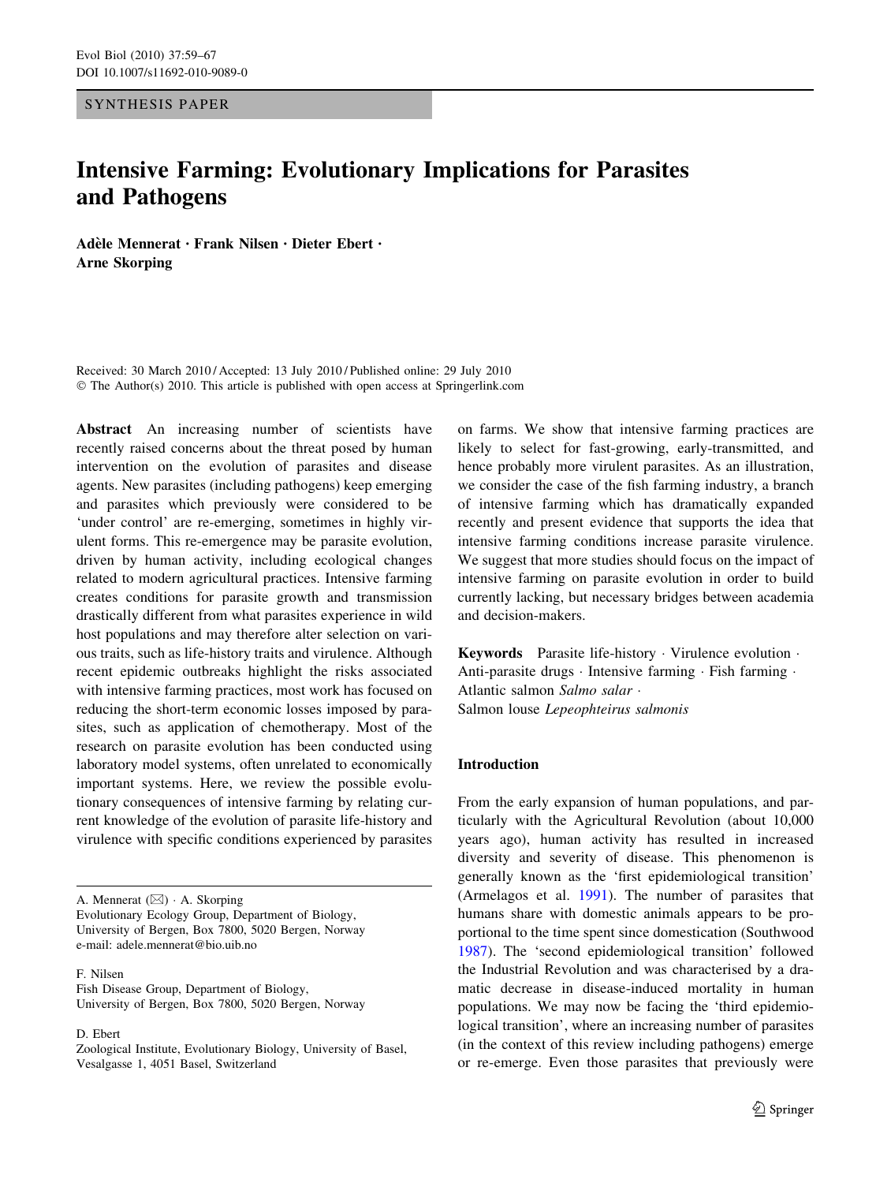SYNTHESIS PAPER

# Intensive Farming: Evolutionary Implications for Parasites and Pathogens

**Adèle Mennerat · Frank Nilsen · Dieter Ebert · Arne Skorping**

Received: 30 March 2010 / Accepted: 13 July 2010 / Published online: 29 July 2010
© The Author(s) 2010. This article is published with open access at Springerlink.com

**Abstract** An increasing number of scientists have recently raised concerns about the threat posed by human intervention on the evolution of parasites and disease agents. New parasites (including pathogens) keep emerging and parasites which previously were considered to be 'under control' are re-emerging, sometimes in highly virulent forms. This re-emergence may be parasite evolution, driven by human activity, including ecological changes related to modern agricultural practices. Intensive farming creates conditions for parasite growth and transmission drastically different from what parasites experience in wild host populations and may therefore alter selection on various traits, such as life-history traits and virulence. Although recent epidemic outbreaks highlight the risks associated with intensive farming practices, most work has focused on reducing the short-term economic losses imposed by parasites, such as application of chemotherapy. Most of the research on parasite evolution has been conducted using laboratory model systems, often unrelated to economically important systems. Here, we review the possible evolutionary consequences of intensive farming by relating current knowledge of the evolution of parasite life-history and virulence with specific conditions experienced by parasites on farms. We show that intensive farming practices are likely to select for fast-growing, early-transmitted, and hence probably more virulent parasites. As an illustration, we consider the case of the fish farming industry, a branch of intensive farming which has dramatically expanded recently and present evidence that supports the idea that intensive farming conditions increase parasite virulence. We suggest that more studies should focus on the impact of intensive farming on parasite evolution in order to build currently lacking, but necessary bridges between academia and decision-makers.

**Keywords** Parasite life-history · Virulence evolution · Anti-parasite drugs · Intensive farming · Fish farming · Atlantic salmon *Salmo salar* · Salmon louse *Lepeophteirus salmonis*

A. Mennerat (✉) · A. Skorping
Evolutionary Ecology Group, Department of Biology, University of Bergen, Box 7800, 5020 Bergen, Norway
e-mail: adele.mennerat@bio.uib.no

F. Nilsen
Fish Disease Group, Department of Biology, University of Bergen, Box 7800, 5020 Bergen, Norway

D. Ebert
Zoological Institute, Evolutionary Biology, University of Basel, Vesalgasse 1, 4051 Basel, Switzerland

## Introduction

From the early expansion of human populations, and particularly with the Agricultural Revolution (about 10,000 years ago), human activity has resulted in increased diversity and severity of disease. This phenomenon is generally known as the 'first epidemiological transition' (Armelagos et al. 1991). The number of parasites that humans share with domestic animals appears to be proportional to the time spent since domestication (Southwood 1987). The 'second epidemiological transition' followed the Industrial Revolution and was characterised by a dramatic decrease in disease-induced mortality in human populations. We may now be facing the 'third epidemiological transition', where an increasing number of parasites (in the context of this review including pathogens) emerge or re-emerge. Even those parasites that previously were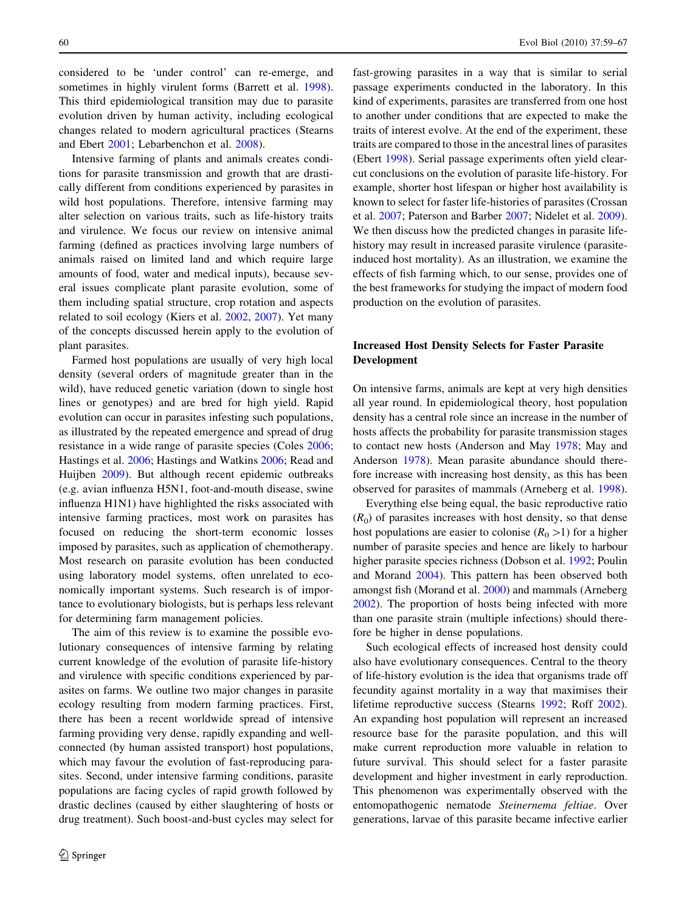considered to be 'under control' can re-emerge, and sometimes in highly virulent forms (Barrett et al. 1998). This third epidemiological transition may due to parasite evolution driven by human activity, including ecological changes related to modern agricultural practices (Stearns and Ebert 2001; Lebarbenchon et al. 2008).

Intensive farming of plants and animals creates conditions for parasite transmission and growth that are drastically different from conditions experienced by parasites in wild host populations. Therefore, intensive farming may alter selection on various traits, such as life-history traits and virulence. We focus our review on intensive animal farming (defined as practices involving large numbers of animals raised on limited land and which require large amounts of food, water and medical inputs), because several issues complicate plant parasite evolution, some of them including spatial structure, crop rotation and aspects related to soil ecology (Kiers et al. 2002, 2007). Yet many of the concepts discussed herein apply to the evolution of plant parasites.

Farmed host populations are usually of very high local density (several orders of magnitude greater than in the wild), have reduced genetic variation (down to single host lines or genotypes) and are bred for high yield. Rapid evolution can occur in parasites infesting such populations, as illustrated by the repeated emergence and spread of drug resistance in a wide range of parasite species (Coles 2006; Hastings et al. 2006; Hastings and Watkins 2006; Read and Huijben 2009). But although recent epidemic outbreaks (e.g. avian influenza H5N1, foot-and-mouth disease, swine influenza H1N1) have highlighted the risks associated with intensive farming practices, most work on parasites has focused on reducing the short-term economic losses imposed by parasites, such as application of chemotherapy. Most research on parasite evolution has been conducted using laboratory model systems, often unrelated to economically important systems. Such research is of importance to evolutionary biologists, but is perhaps less relevant for determining farm management policies.

The aim of this review is to examine the possible evolutionary consequences of intensive farming by relating current knowledge of the evolution of parasite life-history and virulence with specific conditions experienced by parasites on farms. We outline two major changes in parasite ecology resulting from modern farming practices. First, there has been a recent worldwide spread of intensive farming providing very dense, rapidly expanding and well-connected (by human assisted transport) host populations, which may favour the evolution of fast-reproducing parasites. Second, under intensive farming conditions, parasite populations are facing cycles of rapid growth followed by drastic declines (caused by either slaughtering of hosts or drug treatment). Such boost-and-bust cycles may select for fast-growing parasites in a way that is similar to serial passage experiments conducted in the laboratory. In this kind of experiments, parasites are transferred from one host to another under conditions that are expected to make the traits of interest evolve. At the end of the experiment, these traits are compared to those in the ancestral lines of parasites (Ebert 1998). Serial passage experiments often yield clear-cut conclusions on the evolution of parasite life-history. For example, shorter host lifespan or higher host availability is known to select for faster life-histories of parasites (Crossan et al. 2007; Paterson and Barber 2007; Nidelet et al. 2009). We then discuss how the predicted changes in parasite life-history may result in increased parasite virulence (parasite-induced host mortality). As an illustration, we examine the effects of fish farming which, to our sense, provides one of the best frameworks for studying the impact of modern food production on the evolution of parasites.

## Increased Host Density Selects for Faster Parasite Development

On intensive farms, animals are kept at very high densities all year round. In epidemiological theory, host population density has a central role since an increase in the number of hosts affects the probability for parasite transmission stages to contact new hosts (Anderson and May 1978; May and Anderson 1978). Mean parasite abundance should therefore increase with increasing host density, as this has been observed for parasites of mammals (Arneberg et al. 1998).

Everything else being equal, the basic reproductive ratio ($R_0$) of parasites increases with host density, so that dense host populations are easier to colonise ($R_0 > 1$) for a higher number of parasite species and hence are likely to harbour higher parasite species richness (Dobson et al. 1992; Poulin and Morand 2004). This pattern has been observed both amongst fish (Morand et al. 2000) and mammals (Arneberg 2002). The proportion of hosts being infected with more than one parasite strain (multiple infections) should therefore be higher in dense populations.

Such ecological effects of increased host density could also have evolutionary consequences. Central to the theory of life-history evolution is the idea that organisms trade off fecundity against mortality in a way that maximises their lifetime reproductive success (Stearns 1992; Roff 2002). An expanding host population will represent an increased resource base for the parasite population, and this will make current reproduction more valuable in relation to future survival. This should select for a faster parasite development and higher investment in early reproduction. This phenomenon was experimentally observed with the entomopathogenic nematode *Steinernema feltiae*. Over generations, larvae of this parasite became infective earlier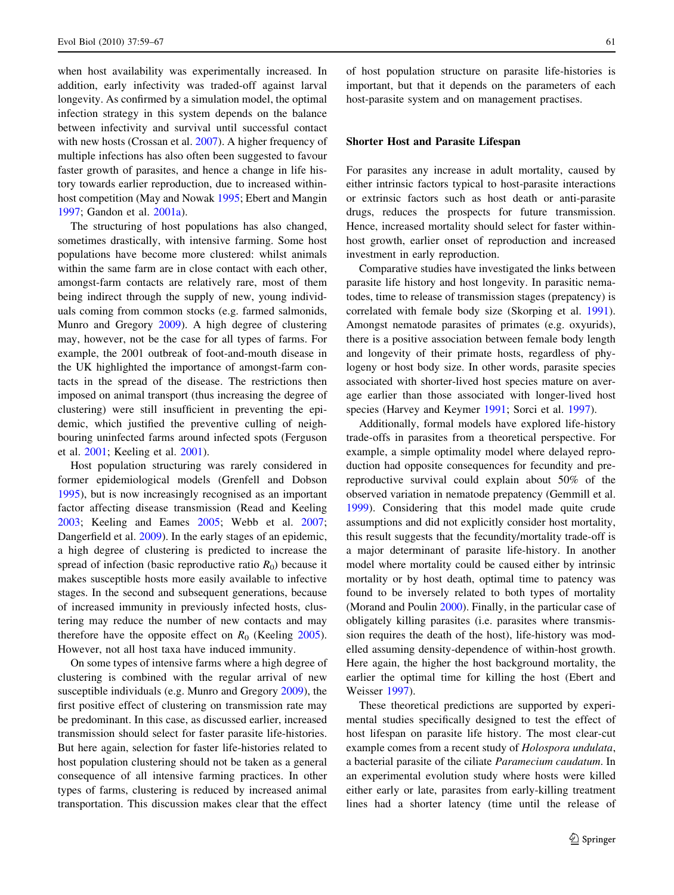when host availability was experimentally increased. In addition, early infectivity was traded-off against larval longevity. As confirmed by a simulation model, the optimal infection strategy in this system depends on the balance between infectivity and survival until successful contact with new hosts (Crossan et al. 2007). A higher frequency of multiple infections has also often been suggested to favour faster growth of parasites, and hence a change in life history towards earlier reproduction, due to increased within-host competition (May and Nowak 1995; Ebert and Mangin 1997; Gandon et al. 2001a).

The structuring of host populations has also changed, sometimes drastically, with intensive farming. Some host populations have become more clustered: whilst animals within the same farm are in close contact with each other, amongst-farm contacts are relatively rare, most of them being indirect through the supply of new, young individuals coming from common stocks (e.g. farmed salmonids, Munro and Gregory 2009). A high degree of clustering may, however, not be the case for all types of farms. For example, the 2001 outbreak of foot-and-mouth disease in the UK highlighted the importance of amongst-farm contacts in the spread of the disease. The restrictions then imposed on animal transport (thus increasing the degree of clustering) were still insufficient in preventing the epidemic, which justified the preventive culling of neighbouring uninfected farms around infected spots (Ferguson et al. 2001; Keeling et al. 2001).

Host population structuring was rarely considered in former epidemiological models (Grenfell and Dobson 1995), but is now increasingly recognised as an important factor affecting disease transmission (Read and Keeling 2003; Keeling and Eames 2005; Webb et al. 2007; Dangerfield et al. 2009). In the early stages of an epidemic, a high degree of clustering is predicted to increase the spread of infection (basic reproductive ratio $R_0$) because it makes susceptible hosts more easily available to infective stages. In the second and subsequent generations, because of increased immunity in previously infected hosts, clustering may reduce the number of new contacts and may therefore have the opposite effect on $R_0$ (Keeling 2005). However, not all host taxa have induced immunity.

On some types of intensive farms where a high degree of clustering is combined with the regular arrival of new susceptible individuals (e.g. Munro and Gregory 2009), the first positive effect of clustering on transmission rate may be predominant. In this case, as discussed earlier, increased transmission should select for faster parasite life-histories. But here again, selection for faster life-histories related to host population clustering should not be taken as a general consequence of all intensive farming practices. In other types of farms, clustering is reduced by increased animal transportation. This discussion makes clear that the effect of host population structure on parasite life-histories is important, but that it depends on the parameters of each host-parasite system and on management practises.

## Shorter Host and Parasite Lifespan

For parasites any increase in adult mortality, caused by either intrinsic factors typical to host-parasite interactions or extrinsic factors such as host death or anti-parasite drugs, reduces the prospects for future transmission. Hence, increased mortality should select for faster within-host growth, earlier onset of reproduction and increased investment in early reproduction.

Comparative studies have investigated the links between parasite life history and host longevity. In parasitic nematodes, time to release of transmission stages (prepatency) is correlated with female body size (Skorping et al. 1991). Amongst nematode parasites of primates (e.g. oxyurids), there is a positive association between female body length and longevity of their primate hosts, regardless of phylogeny or host body size. In other words, parasite species associated with shorter-lived host species mature on average earlier than those associated with longer-lived host species (Harvey and Keymer 1991; Sorci et al. 1997).

Additionally, formal models have explored life-history trade-offs in parasites from a theoretical perspective. For example, a simple optimality model where delayed reproduction had opposite consequences for fecundity and pre-reproductive survival could explain about 50% of the observed variation in nematode prepatency (Gemmill et al. 1999). Considering that this model made quite crude assumptions and did not explicitly consider host mortality, this result suggests that the fecundity/mortality trade-off is a major determinant of parasite life-history. In another model where mortality could be caused either by intrinsic mortality or by host death, optimal time to patency was found to be inversely related to both types of mortality (Morand and Poulin 2000). Finally, in the particular case of obligately killing parasites (i.e. parasites where transmission requires the death of the host), life-history was modelled assuming density-dependence of within-host growth. Here again, the higher the host background mortality, the earlier the optimal time for killing the host (Ebert and Weisser 1997).

These theoretical predictions are supported by experimental studies specifically designed to test the effect of host lifespan on parasite life history. The most clear-cut example comes from a recent study of *Holospora undulata*, a bacterial parasite of the ciliate *Paramecium caudatum*. In an experimental evolution study where hosts were killed either early or late, parasites from early-killing treatment lines had a shorter latency (time until the release of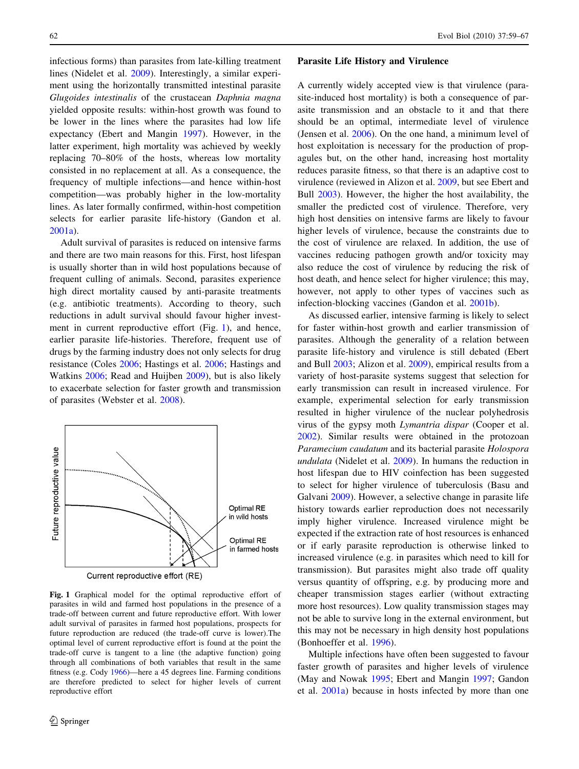infectious forms) than parasites from late-killing treatment lines (Nidelet et al. 2009). Interestingly, a similar experiment using the horizontally transmitted intestinal parasite *Glugoides intestinalis* of the crustacean *Daphnia magna* yielded opposite results: within-host growth was found to be lower in the lines where the parasites had low life expectancy (Ebert and Mangin 1997). However, in the latter experiment, high mortality was achieved by weekly replacing 70–80% of the hosts, whereas low mortality consisted in no replacement at all. As a consequence, the frequency of multiple infections—and hence within-host competition—was probably higher in the low-mortality lines. As later formally confirmed, within-host competition selects for earlier parasite life-history (Gandon et al. 2001a).

Adult survival of parasites is reduced on intensive farms and there are two main reasons for this. First, host lifespan is usually shorter than in wild host populations because of frequent culling of animals. Second, parasites experience high direct mortality caused by anti-parasite treatments (e.g. antibiotic treatments). According to theory, such reductions in adult survival should favour higher investment in current reproductive effort (Fig. 1), and hence, earlier parasite life-histories. Therefore, frequent use of drugs by the farming industry does not only selects for drug resistance (Coles 2006; Hastings et al. 2006; Hastings and Watkins 2006; Read and Huijben 2009), but is also likely to exacerbate selection for faster growth and transmission of parasites (Webster et al. 2008).

**Fig. 1** Graphical model for the optimal reproductive effort of parasites in wild and farmed host populations in the presence of a trade-off between current and future reproductive effort. With lower adult survival of parasites in farmed host populations, prospects for future reproduction are reduced (the trade-off curve is lower).The optimal level of current reproductive effort is found at the point the trade-off curve is tangent to a line (the adaptive function) going through all combinations of both variables that result in the same fitness (e.g. Cody 1966)—here a 45 degrees line. Farming conditions are therefore predicted to select for higher levels of current reproductive effort

## Parasite Life History and Virulence

A currently widely accepted view is that virulence (parasite-induced host mortality) is both a consequence of parasite transmission and an obstacle to it and that there should be an optimal, intermediate level of virulence (Jensen et al. 2006). On the one hand, a minimum level of host exploitation is necessary for the production of propagules but, on the other hand, increasing host mortality reduces parasite fitness, so that there is an adaptive cost to virulence (reviewed in Alizon et al. 2009, but see Ebert and Bull 2003). However, the higher the host availability, the smaller the predicted cost of virulence. Therefore, very high host densities on intensive farms are likely to favour higher levels of virulence, because the constraints due to the cost of virulence are relaxed. In addition, the use of vaccines reducing pathogen growth and/or toxicity may also reduce the cost of virulence by reducing the risk of host death, and hence select for higher virulence; this may, however, not apply to other types of vaccines such as infection-blocking vaccines (Gandon et al. 2001b).

As discussed earlier, intensive farming is likely to select for faster within-host growth and earlier transmission of parasites. Although the generality of a relation between parasite life-history and virulence is still debated (Ebert and Bull 2003; Alizon et al. 2009), empirical results from a variety of host-parasite systems suggest that selection for early transmission can result in increased virulence. For example, experimental selection for early transmission resulted in higher virulence of the nuclear polyhedrosis virus of the gypsy moth *Lymantria dispar* (Cooper et al. 2002). Similar results were obtained in the protozoan *Paramecium caudatum* and its bacterial parasite *Holospora undulata* (Nidelet et al. 2009). In humans the reduction in host lifespan due to HIV coinfection has been suggested to select for higher virulence of tuberculosis (Basu and Galvani 2009). However, a selective change in parasite life history towards earlier reproduction does not necessarily imply higher virulence. Increased virulence might be expected if the extraction rate of host resources is enhanced or if early parasite reproduction is otherwise linked to increased virulence (e.g. in parasites which need to kill for transmission). But parasites might also trade off quality versus quantity of offspring, e.g. by producing more and cheaper transmission stages earlier (without extracting more host resources). Low quality transmission stages may not be able to survive long in the external environment, but this may not be necessary in high density host populations (Bonhoeffer et al. 1996).

Multiple infections have often been suggested to favour faster growth of parasites and higher levels of virulence (May and Nowak 1995; Ebert and Mangin 1997; Gandon et al. 2001a) because in hosts infected by more than one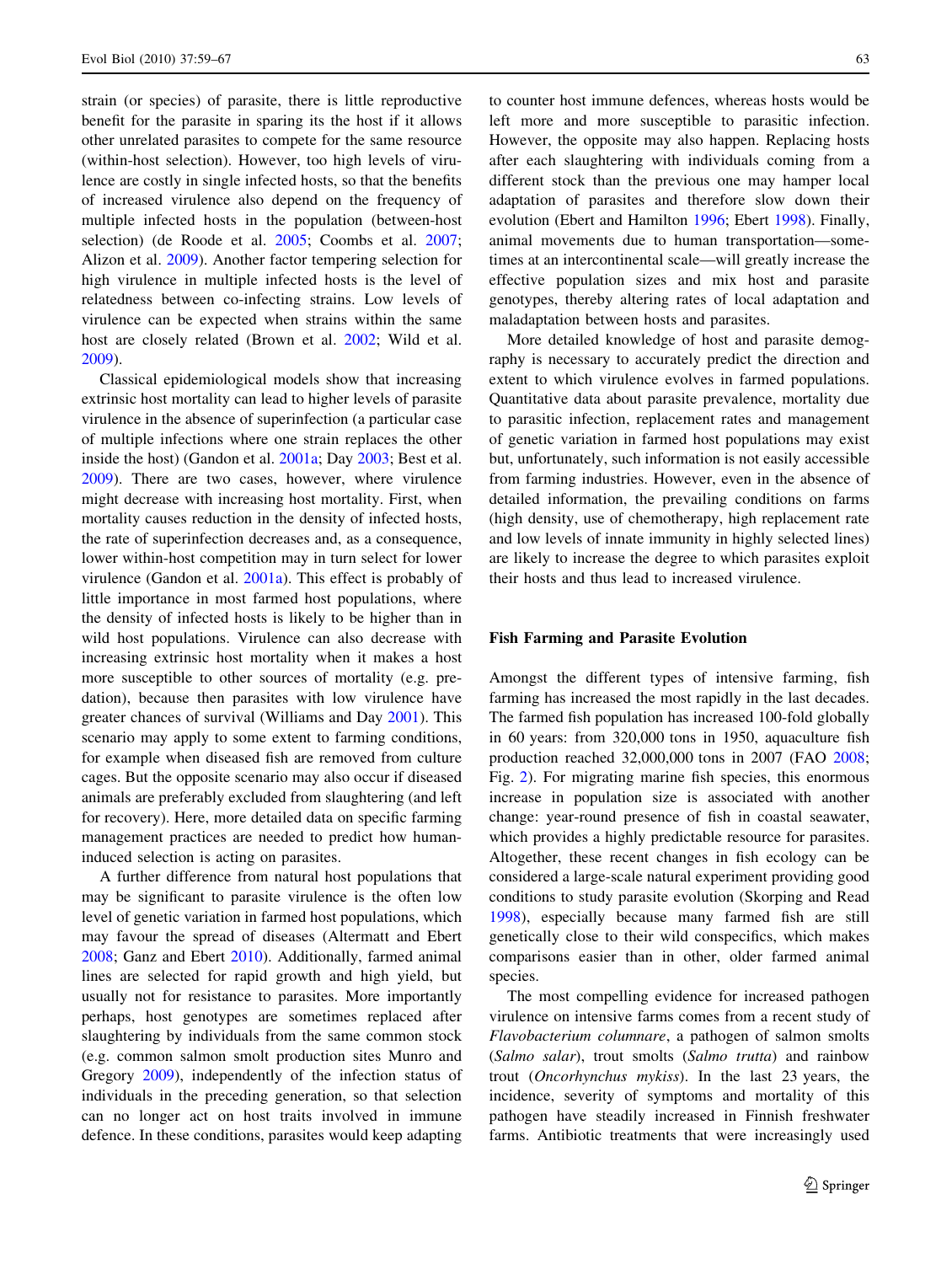strain (or species) of parasite, there is little reproductive benefit for the parasite in sparing its the host if it allows other unrelated parasites to compete for the same resource (within-host selection). However, too high levels of virulence are costly in single infected hosts, so that the benefits of increased virulence also depend on the frequency of multiple infected hosts in the population (between-host selection) (de Roode et al. 2005; Coombs et al. 2007; Alizon et al. 2009). Another factor tempering selection for high virulence in multiple infected hosts is the level of relatedness between co-infecting strains. Low levels of virulence can be expected when strains within the same host are closely related (Brown et al. 2002; Wild et al. 2009).

Classical epidemiological models show that increasing extrinsic host mortality can lead to higher levels of parasite virulence in the absence of superinfection (a particular case of multiple infections where one strain replaces the other inside the host) (Gandon et al. 2001a; Day 2003; Best et al. 2009). There are two cases, however, where virulence might decrease with increasing host mortality. First, when mortality causes reduction in the density of infected hosts, the rate of superinfection decreases and, as a consequence, lower within-host competition may in turn select for lower virulence (Gandon et al. 2001a). This effect is probably of little importance in most farmed host populations, where the density of infected hosts is likely to be higher than in wild host populations. Virulence can also decrease with increasing extrinsic host mortality when it makes a host more susceptible to other sources of mortality (e.g. predation), because then parasites with low virulence have greater chances of survival (Williams and Day 2001). This scenario may apply to some extent to farming conditions, for example when diseased fish are removed from culture cages. But the opposite scenario may also occur if diseased animals are preferably excluded from slaughtering (and left for recovery). Here, more detailed data on specific farming management practices are needed to predict how human-induced selection is acting on parasites.

A further difference from natural host populations that may be significant to parasite virulence is the often low level of genetic variation in farmed host populations, which may favour the spread of diseases (Altermatt and Ebert 2008; Ganz and Ebert 2010). Additionally, farmed animal lines are selected for rapid growth and high yield, but usually not for resistance to parasites. More importantly perhaps, host genotypes are sometimes replaced after slaughtering by individuals from the same common stock (e.g. common salmon smolt production sites Munro and Gregory 2009), independently of the infection status of individuals in the preceding generation, so that selection can no longer act on host traits involved in immune defence. In these conditions, parasites would keep adapting to counter host immune defences, whereas hosts would be left more and more susceptible to parasitic infection. However, the opposite may also happen. Replacing hosts after each slaughtering with individuals coming from a different stock than the previous one may hamper local adaptation of parasites and therefore slow down their evolution (Ebert and Hamilton 1996; Ebert 1998). Finally, animal movements due to human transportation—sometimes at an intercontinental scale—will greatly increase the effective population sizes and mix host and parasite genotypes, thereby altering rates of local adaptation and maladaptation between hosts and parasites.

More detailed knowledge of host and parasite demography is necessary to accurately predict the direction and extent to which virulence evolves in farmed populations. Quantitative data about parasite prevalence, mortality due to parasitic infection, replacement rates and management of genetic variation in farmed host populations may exist but, unfortunately, such information is not easily accessible from farming industries. However, even in the absence of detailed information, the prevailing conditions on farms (high density, use of chemotherapy, high replacement rate and low levels of innate immunity in highly selected lines) are likely to increase the degree to which parasites exploit their hosts and thus lead to increased virulence.

## Fish Farming and Parasite Evolution

Amongst the different types of intensive farming, fish farming has increased the most rapidly in the last decades. The farmed fish population has increased 100-fold globally in 60 years: from 320,000 tons in 1950, aquaculture fish production reached 32,000,000 tons in 2007 (FAO 2008; Fig. 2). For migrating marine fish species, this enormous increase in population size is associated with another change: year-round presence of fish in coastal seawater, which provides a highly predictable resource for parasites. Altogether, these recent changes in fish ecology can be considered a large-scale natural experiment providing good conditions to study parasite evolution (Skorping and Read 1998), especially because many farmed fish are still genetically close to their wild conspecifics, which makes comparisons easier than in other, older farmed animal species.

The most compelling evidence for increased pathogen virulence on intensive farms comes from a recent study of *Flavobacterium columnare*, a pathogen of salmon smolts (*Salmo salar*), trout smolts (*Salmo trutta*) and rainbow trout (*Oncorhynchus mykiss*). In the last 23 years, the incidence, severity of symptoms and mortality of this pathogen have steadily increased in Finnish freshwater farms. Antibiotic treatments that were increasingly used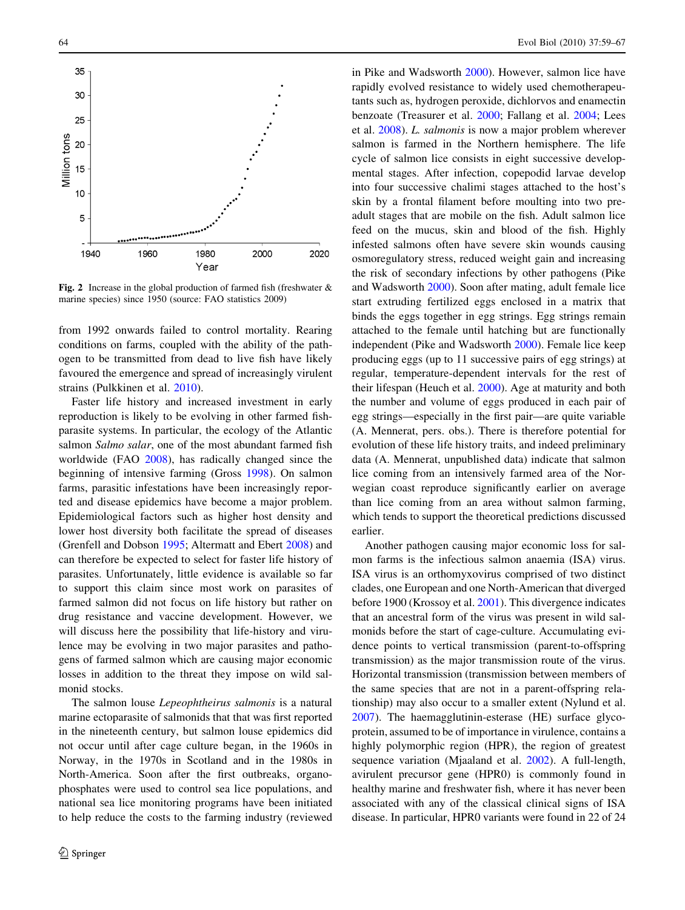Fig. 2 Increase in the global production of farmed fish (freshwater & marine species) since 1950 (source: FAO statistics 2009)

from 1992 onwards failed to control mortality. Rearing conditions on farms, coupled with the ability of the pathogen to be transmitted from dead to live fish have likely favoured the emergence and spread of increasingly virulent strains (Pulkkinen et al. 2010).

Faster life history and increased investment in early reproduction is likely to be evolving in other farmed fish-parasite systems. In particular, the ecology of the Atlantic salmon *Salmo salar*, one of the most abundant farmed fish worldwide (FAO 2008), has radically changed since the beginning of intensive farming (Gross 1998). On salmon farms, parasitic infestations have been increasingly reported and disease epidemics have become a major problem. Epidemiological factors such as higher host density and lower host diversity both facilitate the spread of diseases (Grenfell and Dobson 1995; Altermatt and Ebert 2008) and can therefore be expected to select for faster life history of parasites. Unfortunately, little evidence is available so far to support this claim since most work on parasites of farmed salmon did not focus on life history but rather on drug resistance and vaccine development. However, we will discuss here the possibility that life-history and virulence may be evolving in two major parasites and pathogens of farmed salmon which are causing major economic losses in addition to the threat they impose on wild salmonid stocks.

The salmon louse *Lepeophtheirus salmonis* is a natural marine ectoparasite of salmonids that that was first reported in the nineteenth century, but salmon louse epidemics did not occur until after cage culture began, in the 1960s in Norway, in the 1970s in Scotland and in the 1980s in North-America. Soon after the first outbreaks, organophosphates were used to control sea lice populations, and national sea lice monitoring programs have been initiated to help reduce the costs to the farming industry (reviewed in Pike and Wadsworth 2000). However, salmon lice have rapidly evolved resistance to widely used chemotherapeutants such as, hydrogen peroxide, dichlorvos and enamectin benzoate (Treasurer et al. 2000; Fallang et al. 2004; Lees et al. 2008). *L. salmonis* is now a major problem wherever salmon is farmed in the Northern hemisphere. The life cycle of salmon lice consists in eight successive developmental stages. After infection, copepodid larvae develop into four successive chalimi stages attached to the host's skin by a frontal filament before moulting into two pre-adult stages that are mobile on the fish. Adult salmon lice feed on the mucus, skin and blood of the fish. Highly infested salmons often have severe skin wounds causing osmoregulatory stress, reduced weight gain and increasing the risk of secondary infections by other pathogens (Pike and Wadsworth 2000). Soon after mating, adult female lice start extruding fertilized eggs enclosed in a matrix that binds the eggs together in egg strings. Egg strings remain attached to the female until hatching but are functionally independent (Pike and Wadsworth 2000). Female lice keep producing eggs (up to 11 successive pairs of egg strings) at regular, temperature-dependent intervals for the rest of their lifespan (Heuch et al. 2000). Age at maturity and both the number and volume of eggs produced in each pair of egg strings—especially in the first pair—are quite variable (A. Mennerat, pers. obs.). There is therefore potential for evolution of these life history traits, and indeed preliminary data (A. Mennerat, unpublished data) indicate that salmon lice coming from an intensively farmed area of the Norwegian coast reproduce significantly earlier on average than lice coming from an area without salmon farming, which tends to support the theoretical predictions discussed earlier.

Another pathogen causing major economic loss for salmon farms is the infectious salmon anaemia (ISA) virus. ISA virus is an orthomyxovirus comprised of two distinct clades, one European and one North-American that diverged before 1900 (Krossoy et al. 2001). This divergence indicates that an ancestral form of the virus was present in wild salmonids before the start of cage-culture. Accumulating evidence points to vertical transmission (parent-to-offspring transmission) as the major transmission route of the virus. Horizontal transmission (transmission between members of the same species that are not in a parent-offspring relationship) may also occur to a smaller extent (Nylund et al. 2007). The haemagglutinin-esterase (HE) surface glycoprotein, assumed to be of importance in virulence, contains a highly polymorphic region (HPR), the region of greatest sequence variation (Mjaaland et al. 2002). A full-length, avirulent precursor gene (HPR0) is commonly found in healthy marine and freshwater fish, where it has never been associated with any of the classical clinical signs of ISA disease. In particular, HPR0 variants were found in 22 of 24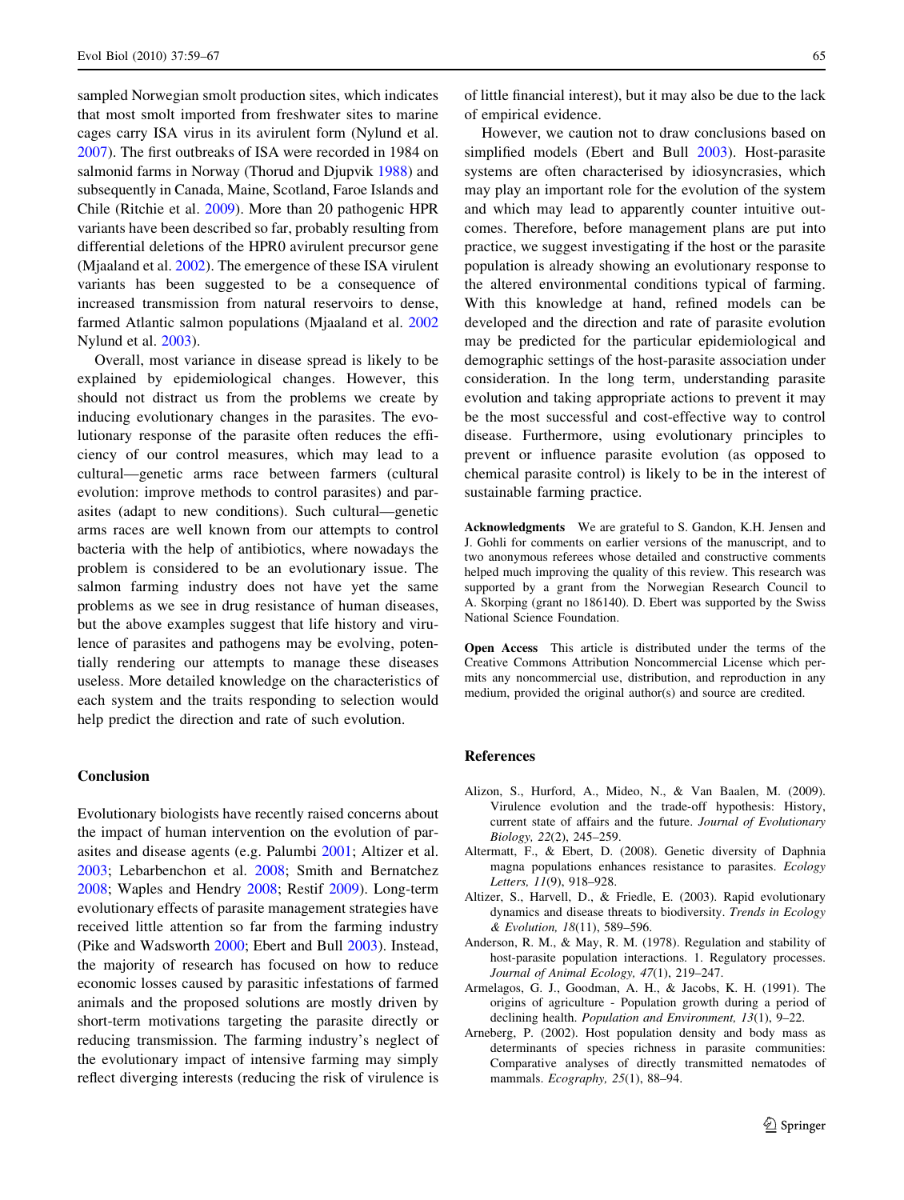sampled Norwegian smolt production sites, which indicates that most smolt imported from freshwater sites to marine cages carry ISA virus in its avirulent form (Nylund et al. 2007). The first outbreaks of ISA were recorded in 1984 on salmonid farms in Norway (Thorud and Djupvik 1988) and subsequently in Canada, Maine, Scotland, Faroe Islands and Chile (Ritchie et al. 2009). More than 20 pathogenic HPR variants have been described so far, probably resulting from differential deletions of the HPR0 avirulent precursor gene (Mjaaland et al. 2002). The emergence of these ISA virulent variants has been suggested to be a consequence of increased transmission from natural reservoirs to dense, farmed Atlantic salmon populations (Mjaaland et al. 2002 Nylund et al. 2003).

Overall, most variance in disease spread is likely to be explained by epidemiological changes. However, this should not distract us from the problems we create by inducing evolutionary changes in the parasites. The evolutionary response of the parasite often reduces the efficiency of our control measures, which may lead to a cultural—genetic arms race between farmers (cultural evolution: improve methods to control parasites) and parasites (adapt to new conditions). Such cultural—genetic arms races are well known from our attempts to control bacteria with the help of antibiotics, where nowadays the problem is considered to be an evolutionary issue. The salmon farming industry does not have yet the same problems as we see in drug resistance of human diseases, but the above examples suggest that life history and virulence of parasites and pathogens may be evolving, potentially rendering our attempts to manage these diseases useless. More detailed knowledge on the characteristics of each system and the traits responding to selection would help predict the direction and rate of such evolution.

## Conclusion

Evolutionary biologists have recently raised concerns about the impact of human intervention on the evolution of parasites and disease agents (e.g. Palumbi 2001; Altizer et al. 2003; Lebarbenchon et al. 2008; Smith and Bernatchez 2008; Waples and Hendry 2008; Restif 2009). Long-term evolutionary effects of parasite management strategies have received little attention so far from the farming industry (Pike and Wadsworth 2000; Ebert and Bull 2003). Instead, the majority of research has focused on how to reduce economic losses caused by parasitic infestations of farmed animals and the proposed solutions are mostly driven by short-term motivations targeting the parasite directly or reducing transmission. The farming industry's neglect of the evolutionary impact of intensive farming may simply reflect diverging interests (reducing the risk of virulence is of little financial interest), but it may also be due to the lack of empirical evidence.

However, we caution not to draw conclusions based on simplified models (Ebert and Bull 2003). Host-parasite systems are often characterised by idiosyncrasies, which may play an important role for the evolution of the system and which may lead to apparently counter intuitive outcomes. Therefore, before management plans are put into practice, we suggest investigating if the host or the parasite population is already showing an evolutionary response to the altered environmental conditions typical of farming. With this knowledge at hand, refined models can be developed and the direction and rate of parasite evolution may be predicted for the particular epidemiological and demographic settings of the host-parasite association under consideration. In the long term, understanding parasite evolution and taking appropriate actions to prevent it may be the most successful and cost-effective way to control disease. Furthermore, using evolutionary principles to prevent or influence parasite evolution (as opposed to chemical parasite control) is likely to be in the interest of sustainable farming practice.

**Acknowledgments** We are grateful to S. Gandon, K.H. Jensen and J. Gohli for comments on earlier versions of the manuscript, and to two anonymous referees whose detailed and constructive comments helped much improving the quality of this review. This research was supported by a grant from the Norwegian Research Council to A. Skorping (grant no 186140). D. Ebert was supported by the Swiss National Science Foundation.

**Open Access** This article is distributed under the terms of the Creative Commons Attribution Noncommercial License which permits any noncommercial use, distribution, and reproduction in any medium, provided the original author(s) and source are credited.

## References

Alizon, S., Hurford, A., Mideo, N., & Van Baalen, M. (2009). Virulence evolution and the trade-off hypothesis: History, current state of affairs and the future. *Journal of Evolutionary Biology, 22*(2), 245–259.

Altermatt, F., & Ebert, D. (2008). Genetic diversity of Daphnia magna populations enhances resistance to parasites. *Ecology Letters, 11*(9), 918–928.

Altizer, S., Harvell, D., & Friedle, E. (2003). Rapid evolutionary dynamics and disease threats to biodiversity. *Trends in Ecology & Evolution, 18*(11), 589–596.

Anderson, R. M., & May, R. M. (1978). Regulation and stability of host-parasite population interactions. 1. Regulatory processes. *Journal of Animal Ecology, 47*(1), 219–247.

Armelagos, G. J., Goodman, A. H., & Jacobs, K. H. (1991). The origins of agriculture - Population growth during a period of declining health. *Population and Environment, 13*(1), 9–22.

Arneberg, P. (2002). Host population density and body mass as determinants of species richness in parasite communities: Comparative analyses of directly transmitted nematodes of mammals. *Ecography, 25*(1), 88–94.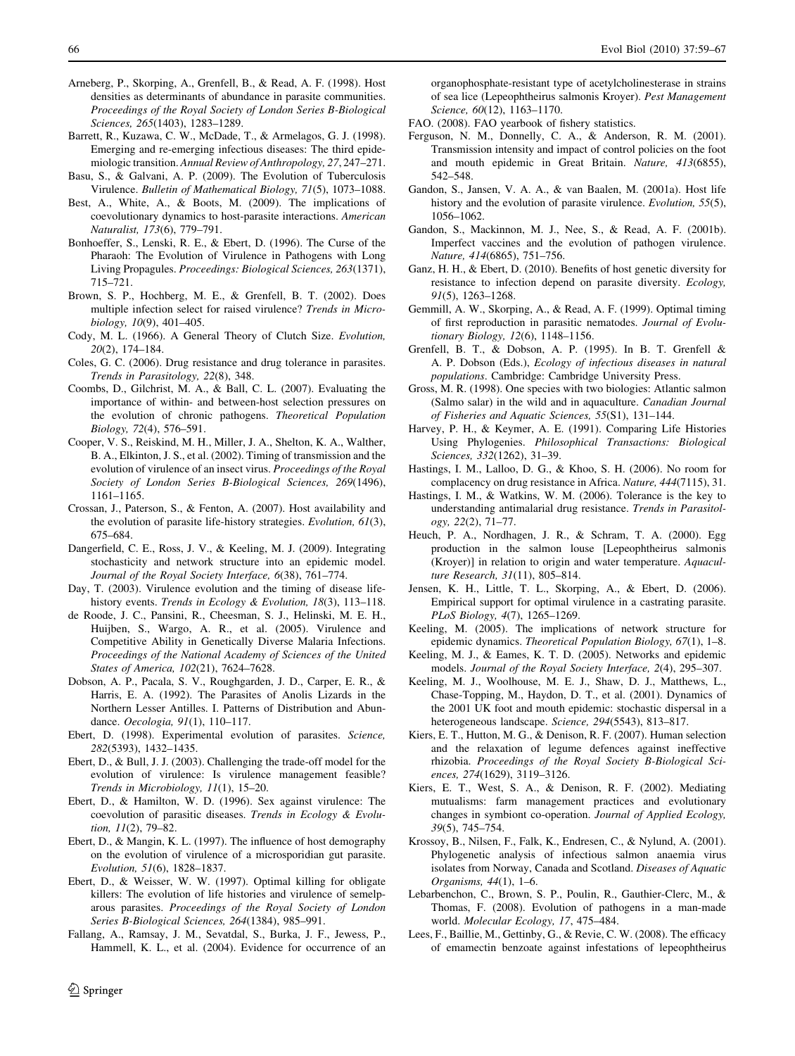Arneberg, P., Skorping, A., Grenfell, B., & Read, A. F. (1998). Host densities as determinants of abundance in parasite communities. *Proceedings of the Royal Society of London Series B-Biological Sciences, 265*(1403), 1283–1289.

Barrett, R., Kuzawa, C. W., McDade, T., & Armelagos, G. J. (1998). Emerging and re-emerging infectious diseases: The third epidemiologic transition. *Annual Review of Anthropology, 27*, 247–271.

Basu, S., & Galvani, A. P. (2009). The Evolution of Tuberculosis Virulence. *Bulletin of Mathematical Biology, 71*(5), 1073–1088.

Best, A., White, A., & Boots, M. (2009). The implications of coevolutionary dynamics to host-parasite interactions. *American Naturalist, 173*(6), 779–791.

Bonhoeffer, S., Lenski, R. E., & Ebert, D. (1996). The Curse of the Pharaoh: The Evolution of Virulence in Pathogens with Long Living Propagules. *Proceedings: Biological Sciences, 263*(1371), 715–721.

Brown, S. P., Hochberg, M. E., & Grenfell, B. T. (2002). Does multiple infection select for raised virulence? *Trends in Microbiology, 10*(9), 401–405.

Cody, M. L. (1966). A General Theory of Clutch Size. *Evolution, 20*(2), 174–184.

Coles, G. C. (2006). Drug resistance and drug tolerance in parasites. *Trends in Parasitology, 22*(8), 348.

Coombs, D., Gilchrist, M. A., & Ball, C. L. (2007). Evaluating the importance of within- and between-host selection pressures on the evolution of chronic pathogens. *Theoretical Population Biology, 72*(4), 576–591.

Cooper, V. S., Reiskind, M. H., Miller, J. A., Shelton, K. A., Walther, B. A., Elkinton, J. S., et al. (2002). Timing of transmission and the evolution of virulence of an insect virus. *Proceedings of the Royal Society of London Series B-Biological Sciences, 269*(1496), 1161–1165.

Crossan, J., Paterson, S., & Fenton, A. (2007). Host availability and the evolution of parasite life-history strategies. *Evolution, 61*(3), 675–684.

Dangerfield, C. E., Ross, J. V., & Keeling, M. J. (2009). Integrating stochasticity and network structure into an epidemic model. *Journal of the Royal Society Interface, 6*(38), 761–774.

Day, T. (2003). Virulence evolution and the timing of disease life-history events. *Trends in Ecology & Evolution, 18*(3), 113–118.

de Roode, J. C., Pansini, R., Cheesman, S. J., Helinski, M. E. H., Huijben, S., Wargo, A. R., et al. (2005). Virulence and Competitive Ability in Genetically Diverse Malaria Infections. *Proceedings of the National Academy of Sciences of the United States of America, 102*(21), 7624–7628.

Dobson, A. P., Pacala, S. V., Roughgarden, J. D., Carper, E. R., & Harris, E. A. (1992). The Parasites of Anolis Lizards in the Northern Lesser Antilles. I. Patterns of Distribution and Abundance. *Oecologia, 91*(1), 110–117.

Ebert, D. (1998). Experimental evolution of parasites. *Science, 282*(5393), 1432–1435.

Ebert, D., & Bull, J. J. (2003). Challenging the trade-off model for the evolution of virulence: Is virulence management feasible? *Trends in Microbiology, 11*(1), 15–20.

Ebert, D., & Hamilton, W. D. (1996). Sex against virulence: The coevolution of parasitic diseases. *Trends in Ecology & Evolution, 11*(2), 79–82.

Ebert, D., & Mangin, K. L. (1997). The influence of host demography on the evolution of virulence of a microsporidian gut parasite. *Evolution, 51*(6), 1828–1837.

Ebert, D., & Weisser, W. W. (1997). Optimal killing for obligate killers: The evolution of life histories and virulence of semelparous parasites. *Proceedings of the Royal Society of London Series B-Biological Sciences, 264*(1384), 985–991.

Fallang, A., Ramsay, J. M., Sevatdal, S., Burka, J. F., Jewess, P., Hammell, K. L., et al. (2004). Evidence for occurrence of an organophosphate-resistant type of acetylcholinesterase in strains of sea lice (Lepeophtheirus salmonis Kroyer). *Pest Management Science, 60*(12), 1163–1170.

FAO. (2008). FAO yearbook of fishery statistics.

Ferguson, N. M., Donnelly, C. A., & Anderson, R. M. (2001). Transmission intensity and impact of control policies on the foot and mouth epidemic in Great Britain. *Nature, 413*(6855), 542–548.

Gandon, S., Jansen, V. A. A., & van Baalen, M. (2001a). Host life history and the evolution of parasite virulence. *Evolution, 55*(5), 1056–1062.

Gandon, S., Mackinnon, M. J., Nee, S., & Read, A. F. (2001b). Imperfect vaccines and the evolution of pathogen virulence. *Nature, 414*(6865), 751–756.

Ganz, H. H., & Ebert, D. (2010). Benefits of host genetic diversity for resistance to infection depend on parasite diversity. *Ecology, 91*(5), 1263–1268.

Gemmill, A. W., Skorping, A., & Read, A. F. (1999). Optimal timing of first reproduction in parasitic nematodes. *Journal of Evolutionary Biology, 12*(6), 1148–1156.

Grenfell, B. T., & Dobson, A. P. (1995). In B. T. Grenfell & A. P. Dobson (Eds.), *Ecology of infectious diseases in natural populations*. Cambridge: Cambridge University Press.

Gross, M. R. (1998). One species with two biologies: Atlantic salmon (Salmo salar) in the wild and in aquaculture. *Canadian Journal of Fisheries and Aquatic Sciences, 55*(S1), 131–144.

Harvey, P. H., & Keymer, A. E. (1991). Comparing Life Histories Using Phylogenies. *Philosophical Transactions: Biological Sciences, 332*(1262), 31–39.

Hastings, I. M., Lalloo, D. G., & Khoo, S. H. (2006). No room for complacency on drug resistance in Africa. *Nature, 444*(7115), 31.

Hastings, I. M., & Watkins, W. M. (2006). Tolerance is the key to understanding antimalarial drug resistance. *Trends in Parasitology, 22*(2), 71–77.

Heuch, P. A., Nordhagen, J. R., & Schram, T. A. (2000). Egg production in the salmon louse [Lepeophtheirus salmonis (Kroyer)] in relation to origin and water temperature. *Aquaculture Research, 31*(11), 805–814.

Jensen, K. H., Little, T. L., Skorping, A., & Ebert, D. (2006). Empirical support for optimal virulence in a castrating parasite. *PLoS Biology, 4*(7), 1265–1269.

Keeling, M. (2005). The implications of network structure for epidemic dynamics. *Theoretical Population Biology, 67*(1), 1–8.

Keeling, M. J., & Eames, K. T. D. (2005). Networks and epidemic models. *Journal of the Royal Society Interface, 2*(4), 295–307.

Keeling, M. J., Woolhouse, M. E. J., Shaw, D. J., Matthews, L., Chase-Topping, M., Haydon, D. T., et al. (2001). Dynamics of the 2001 UK foot and mouth epidemic: stochastic dispersal in a heterogeneous landscape. *Science, 294*(5543), 813–817.

Kiers, E. T., Hutton, M. G., & Denison, R. F. (2007). Human selection and the relaxation of legume defences against ineffective rhizobia. *Proceedings of the Royal Society B-Biological Sciences, 274*(1629), 3119–3126.

Kiers, E. T., West, S. A., & Denison, R. F. (2002). Mediating mutualisms: farm management practices and evolutionary changes in symbiont co-operation. *Journal of Applied Ecology, 39*(5), 745–754.

Krossoy, B., Nilsen, F., Falk, K., Endresen, C., & Nylund, A. (2001). Phylogenetic analysis of infectious salmon anaemia virus isolates from Norway, Canada and Scotland. *Diseases of Aquatic Organisms, 44*(1), 1–6.

Lebarbenchon, C., Brown, S. P., Poulin, R., Gauthier-Clerc, M., & Thomas, F. (2008). Evolution of pathogens in a man-made world. *Molecular Ecology, 17*, 475–484.

Lees, F., Baillie, M., Gettinby, G., & Revie, C. W. (2008). The efficacy of emamectin benzoate against infestations of lepeophtheirus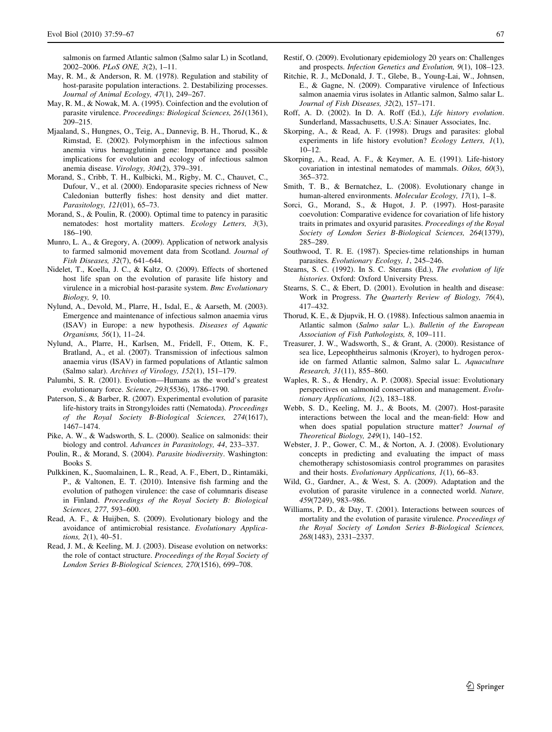salmonis on farmed Atlantic salmon (Salmo salar L) in Scotland, 2002–2006. *PLoS ONE, 3*(2), 1–11.

May, R. M., & Anderson, R. M. (1978). Regulation and stability of host-parasite population interactions. 2. Destabilizing processes. *Journal of Animal Ecology, 47*(1), 249–267.

May, R. M., & Nowak, M. A. (1995). Coinfection and the evolution of parasite virulence. *Proceedings: Biological Sciences, 261*(1361), 209–215.

Mjaaland, S., Hungnes, O., Teig, A., Dannevig, B. H., Thorud, K., & Rimstad, E. (2002). Polymorphism in the infectious salmon anemia virus hemagglutinin gene: Importance and possible implications for evolution and ecology of infectious salmon anemia disease. *Virology, 304*(2), 379–391.

Morand, S., Cribb, T. H., Kulbicki, M., Rigby, M. C., Chauvet, C., Dufour, V., et al. (2000). Endoparasite species richness of New Caledonian butterfly fishes: host density and diet matter. *Parasitology, 121*(01), 65–73.

Morand, S., & Poulin, R. (2000). Optimal time to patency in parasitic nematodes: host mortality matters. *Ecology Letters, 3*(3), 186–190.

Munro, L. A., & Gregory, A. (2009). Application of network analysis to farmed salmonid movement data from Scotland. *Journal of Fish Diseases, 32*(7), 641–644.

Nidelet, T., Koella, J. C., & Kaltz, O. (2009). Effects of shortened host life span on the evolution of parasite life history and virulence in a microbial host-parasite system. *Bmc Evolutionary Biology, 9*, 10.

Nylund, A., Devold, M., Plarre, H., Isdal, E., & Aarseth, M. (2003). Emergence and maintenance of infectious salmon anaemia virus (ISAV) in Europe: a new hypothesis. *Diseases of Aquatic Organisms, 56*(1), 11–24.

Nylund, A., Plarre, H., Karlsen, M., Fridell, F., Ottem, K. F., Bratland, A., et al. (2007). Transmission of infectious salmon anaemia virus (ISAV) in farmed populations of Atlantic salmon (Salmo salar). *Archives of Virology, 152*(1), 151–179.

Palumbi, S. R. (2001). Evolution—Humans as the world's greatest evolutionary force. *Science, 293*(5536), 1786–1790.

Paterson, S., & Barber, R. (2007). Experimental evolution of parasite life-history traits in Strongyloides ratti (Nematoda). *Proceedings of the Royal Society B-Biological Sciences, 274*(1617), 1467–1474.

Pike, A. W., & Wadsworth, S. L. (2000). Sealice on salmonids: their biology and control. *Advances in Parasitology, 44*, 233–337.

Poulin, R., & Morand, S. (2004). *Parasite biodiversity*. Washington: Books S.

Pulkkinen, K., Suomalainen, L. R., Read, A. F., Ebert, D., Rintamäki, P., & Valtonen, E. T. (2010). Intensive fish farming and the evolution of pathogen virulence: the case of columnaris disease in Finland. *Proceedings of the Royal Society B: Biological Sciences, 277*, 593–600.

Read, A. F., & Huijben, S. (2009). Evolutionary biology and the avoidance of antimicrobial resistance. *Evolutionary Applications, 2*(1), 40–51.

Read, J. M., & Keeling, M. J. (2003). Disease evolution on networks: the role of contact structure. *Proceedings of the Royal Society of London Series B-Biological Sciences, 270*(1516), 699–708.

Restif, O. (2009). Evolutionary epidemiology 20 years on: Challenges and prospects. *Infection Genetics and Evolution, 9*(1), 108–123.

Ritchie, R. J., McDonald, J. T., Glebe, B., Young-Lai, W., Johnsen, E., & Gagne, N. (2009). Comparative virulence of Infectious salmon anaemia virus isolates in Atlantic salmon, Salmo salar L. *Journal of Fish Diseases, 32*(2), 157–171.

Roff, A. D. (2002). In D. A. Roff (Ed.), *Life history evolution*. Sunderland, Massachusetts, U.S.A: Sinauer Associates, Inc.

Skorping, A., & Read, A. F. (1998). Drugs and parasites: global experiments in life history evolution? *Ecology Letters, 1*(1), 10–12.

Skorping, A., Read, A. F., & Keymer, A. E. (1991). Life-history covariation in intestinal nematodes of mammals. *Oikos, 60*(3), 365–372.

Smith, T. B., & Bernatchez, L. (2008). Evolutionary change in human-altered environments. *Molecular Ecology, 17*(1), 1–8.

Sorci, G., Morand, S., & Hugot, J. P. (1997). Host-parasite coevolution: Comparative evidence for covariation of life history traits in primates and oxyurid parasites. *Proceedings of the Royal Society of London Series B-Biological Sciences, 264*(1379), 285–289.

Southwood, T. R. E. (1987). Species-time relationships in human parasites. *Evolutionary Ecology, 1*, 245–246.

Stearns, S. C. (1992). In S. C. Sterans (Ed.), *The evolution of life histories*. Oxford: Oxford University Press.

Stearns, S. C., & Ebert, D. (2001). Evolution in health and disease: Work in Progress. *The Quarterly Review of Biology, 76*(4), 417–432.

Thorud, K. E., & Djupvik, H. O. (1988). Infectious salmon anaemia in Atlantic salmon (*Salmo salar* L.). *Bulletin of the European Association of Fish Pathologists, 8*, 109–111.

Treasurer, J. W., Wadsworth, S., & Grant, A. (2000). Resistance of sea lice, Lepeophtheirus salmonis (Kroyer), to hydrogen peroxide on farmed Atlantic salmon, Salmo salar L. *Aquaculture Research, 31*(11), 855–860.

Waples, R. S., & Hendry, A. P. (2008). Special issue: Evolutionary perspectives on salmonid conservation and management. *Evolutionary Applications, 1*(2), 183–188.

Webb, S. D., Keeling, M. J., & Boots, M. (2007). Host-parasite interactions between the local and the mean-field: How and when does spatial population structure matter? *Journal of Theoretical Biology, 249*(1), 140–152.

Webster, J. P., Gower, C. M., & Norton, A. J. (2008). Evolutionary concepts in predicting and evaluating the impact of mass chemotherapy schistosomiasis control programmes on parasites and their hosts. *Evolutionary Applications, 1*(1), 66–83.

Wild, G., Gardner, A., & West, S. A. (2009). Adaptation and the evolution of parasite virulence in a connected world. *Nature, 459*(7249), 983–986.

Williams, P. D., & Day, T. (2001). Interactions between sources of mortality and the evolution of parasite virulence. *Proceedings of the Royal Society of London Series B-Biological Sciences, 268*(1483), 2331–2337.